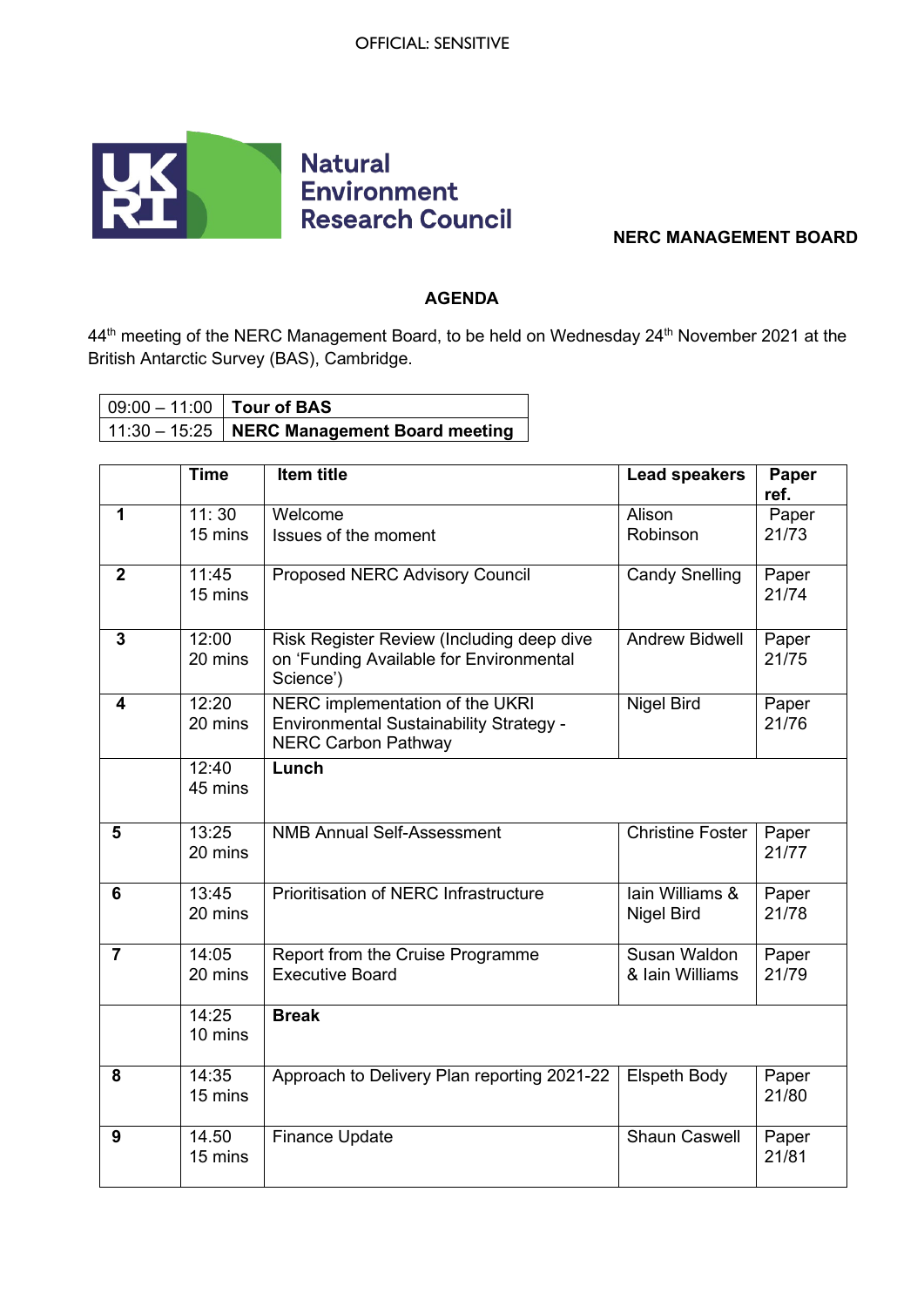OFFICIAL: SENSITIVE

Natural Environment Research Council

**NERC MANAGEMENT BOARD**

## AGENDA

44th meeting of the NERC Management Board, to be held on Wednesday 24th November 2021 at the British Antarctic Survey (BAS), Cambridge.

| 09:00 – 11:00 | **Tour of BAS** |
|---|---|
| 11:30 – 15:25 | **NERC Management Board meeting** |

| | Time | Item title | Lead speakers | Paper ref. |
|---|---|---|---|---|
| **1** | 11: 30<br>15 mins | Welcome<br>Issues of the moment | Alison Robinson | Paper 21/73 |
| **2** | 11:45<br>15 mins | Proposed NERC Advisory Council | Candy Snelling | Paper 21/74 |
| **3** | 12:00<br>20 mins | Risk Register Review (Including deep dive on 'Funding Available for Environmental Science') | Andrew Bidwell | Paper 21/75 |
| **4** | 12:20<br>20 mins | NERC implementation of the UKRI Environmental Sustainability Strategy - NERC Carbon Pathway | Nigel Bird | Paper 21/76 |
| | 12:40<br>45 mins | **Lunch** | | |
| **5** | 13:25<br>20 mins | NMB Annual Self-Assessment | Christine Foster | Paper 21/77 |
| **6** | 13:45<br>20 mins | Prioritisation of NERC Infrastructure | Iain Williams & Nigel Bird | Paper 21/78 |
| **7** | 14:05<br>20 mins | Report from the Cruise Programme Executive Board | Susan Waldon & Iain Williams | Paper 21/79 |
| | 14:25<br>10 mins | **Break** | | |
| **8** | 14:35<br>15 mins | Approach to Delivery Plan reporting 2021-22 | Elspeth Body | Paper 21/80 |
| **9** | 14.50<br>15 mins | Finance Update | Shaun Caswell | Paper 21/81 |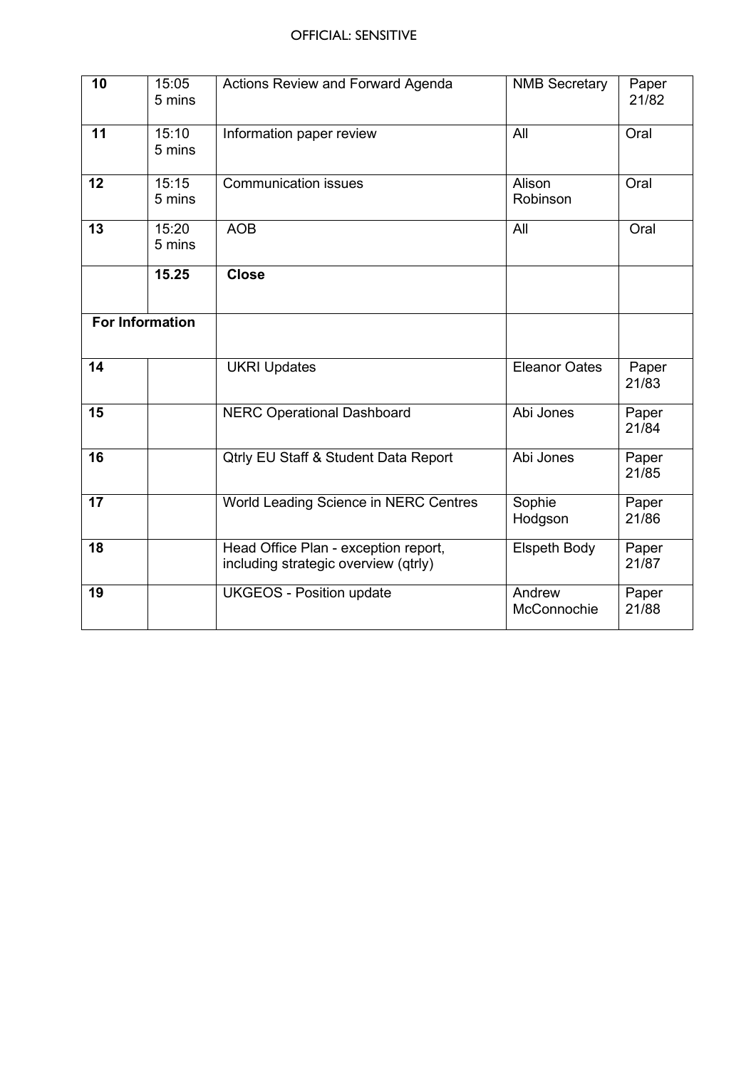OFFICIAL: SENSITIVE

| | | | | |
|---|---|---|---|---|
| **10** | 15:05<br>5 mins | Actions Review and Forward Agenda | NMB Secretary | Paper 21/82 |
| **11** | 15:10<br>5 mins | Information paper review | All | Oral |
| **12** | 15:15<br>5 mins | Communication issues | Alison Robinson | Oral |
| **13** | 15:20<br>5 mins | AOB | All | Oral |
| | **15.25** | **Close** | | |
| **For Information** | | | | |
| **14** | | UKRI Updates | Eleanor Oates | Paper 21/83 |
| **15** | | NERC Operational Dashboard | Abi Jones | Paper 21/84 |
| **16** | | Qtrly EU Staff & Student Data Report | Abi Jones | Paper 21/85 |
| **17** | | World Leading Science in NERC Centres | Sophie Hodgson | Paper 21/86 |
| **18** | | Head Office Plan - exception report, including strategic overview (qtrly) | Elspeth Body | Paper 21/87 |
| **19** | | UKGEOS - Position update | Andrew McConnochie | Paper 21/88 |